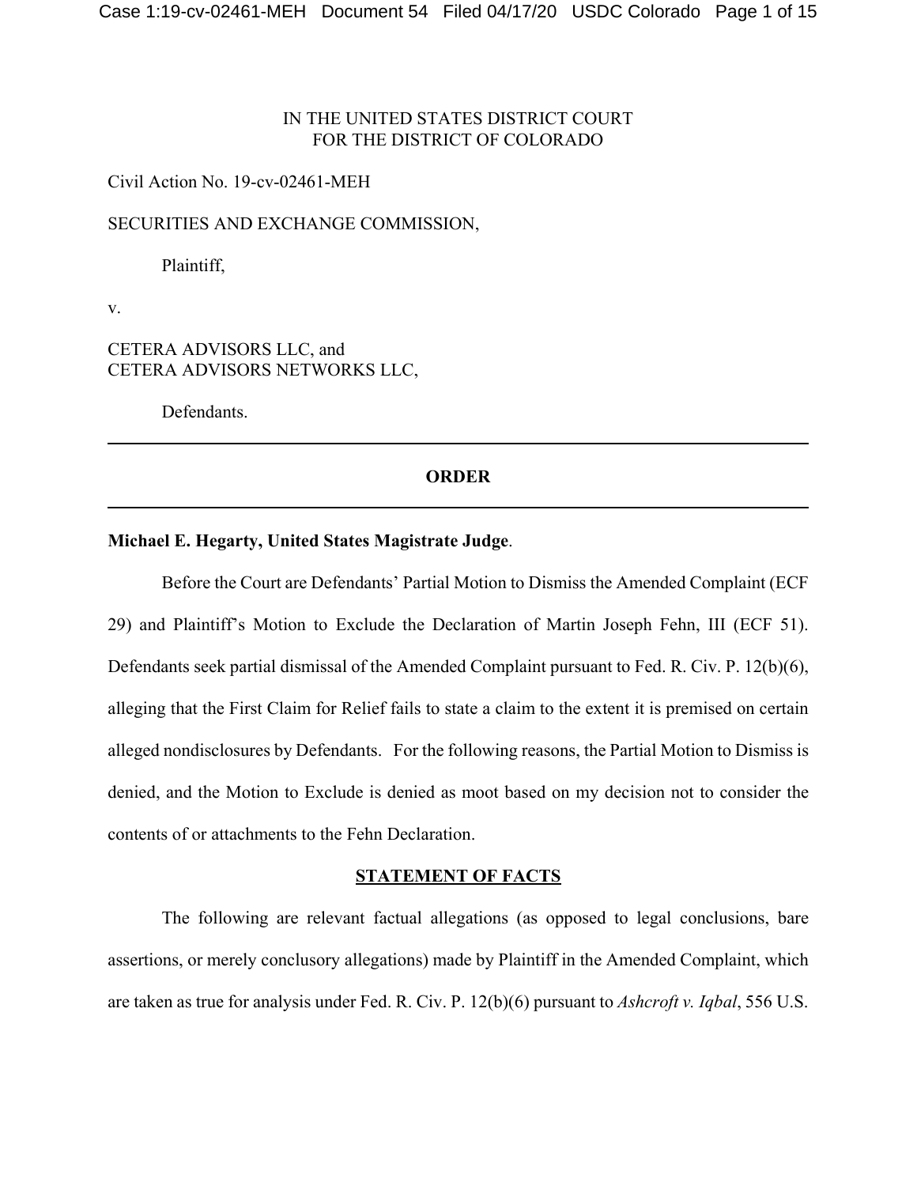IN THE UNITED STATES DISTRICT COURT
FOR THE DISTRICT OF COLORADO

Civil Action No. 19-cv-02461-MEH

SECURITIES AND EXCHANGE COMMISSION,

Plaintiff,

v.

CETERA ADVISORS LLC, and
CETERA ADVISORS NETWORKS LLC,

Defendants.

---

**ORDER**

---

**Michael E. Hegarty, United States Magistrate Judge**.

Before the Court are Defendants' Partial Motion to Dismiss the Amended Complaint (ECF 29) and Plaintiff's Motion to Exclude the Declaration of Martin Joseph Fehn, III (ECF 51). Defendants seek partial dismissal of the Amended Complaint pursuant to Fed. R. Civ. P. 12(b)(6), alleging that the First Claim for Relief fails to state a claim to the extent it is premised on certain alleged nondisclosures by Defendants. For the following reasons, the Partial Motion to Dismiss is denied, and the Motion to Exclude is denied as moot based on my decision not to consider the contents of or attachments to the Fehn Declaration.

**STATEMENT OF FACTS**

The following are relevant factual allegations (as opposed to legal conclusions, bare assertions, or merely conclusory allegations) made by Plaintiff in the Amended Complaint, which are taken as true for analysis under Fed. R. Civ. P. 12(b)(6) pursuant to *Ashcroft v. Iqbal*, 556 U.S.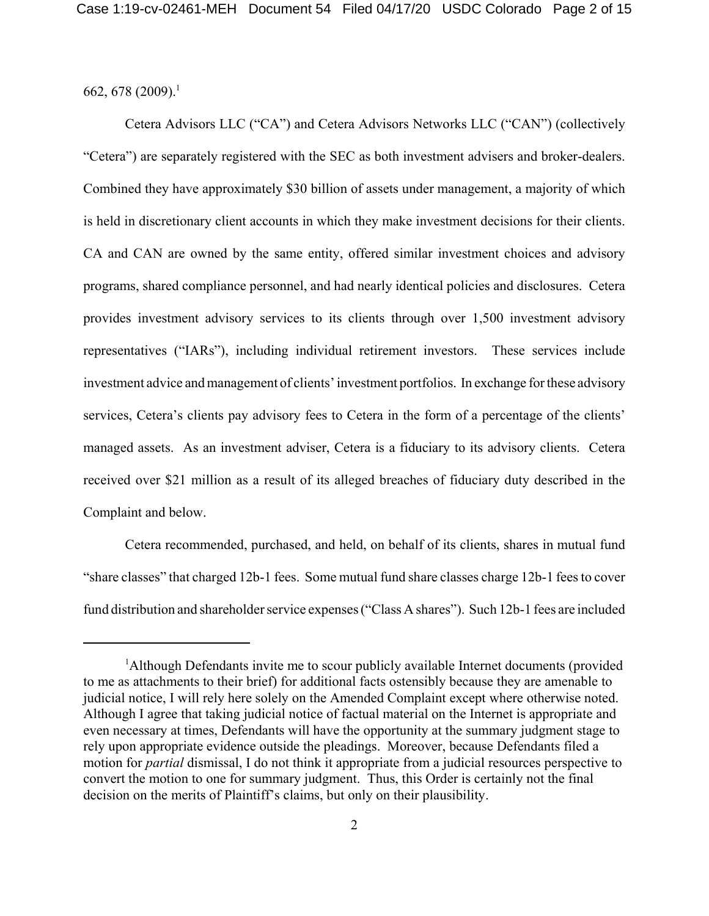662, 678 (2009).[1]

Cetera Advisors LLC ("CA") and Cetera Advisors Networks LLC ("CAN") (collectively "Cetera") are separately registered with the SEC as both investment advisers and broker-dealers. Combined they have approximately $30 billion of assets under management, a majority of which is held in discretionary client accounts in which they make investment decisions for their clients. CA and CAN are owned by the same entity, offered similar investment choices and advisory programs, shared compliance personnel, and had nearly identical policies and disclosures. Cetera provides investment advisory services to its clients through over 1,500 investment advisory representatives ("IARs"), including individual retirement investors. These services include investment advice and management of clients' investment portfolios. In exchange for these advisory services, Cetera's clients pay advisory fees to Cetera in the form of a percentage of the clients' managed assets. As an investment adviser, Cetera is a fiduciary to its advisory clients. Cetera received over $21 million as a result of its alleged breaches of fiduciary duty described in the Complaint and below.

Cetera recommended, purchased, and held, on behalf of its clients, shares in mutual fund "share classes" that charged 12b-1 fees. Some mutual fund share classes charge 12b-1 fees to cover fund distribution and shareholder service expenses ("Class A shares"). Such 12b-1 fees are included

---

[1] Although Defendants invite me to scour publicly available Internet documents (provided to me as attachments to their brief) for additional facts ostensibly because they are amenable to judicial notice, I will rely here solely on the Amended Complaint except where otherwise noted. Although I agree that taking judicial notice of factual material on the Internet is appropriate and even necessary at times, Defendants will have the opportunity at the summary judgment stage to rely upon appropriate evidence outside the pleadings. Moreover, because Defendants filed a motion for *partial* dismissal, I do not think it appropriate from a judicial resources perspective to convert the motion to one for summary judgment. Thus, this Order is certainly not the final decision on the merits of Plaintiff's claims, but only on their plausibility.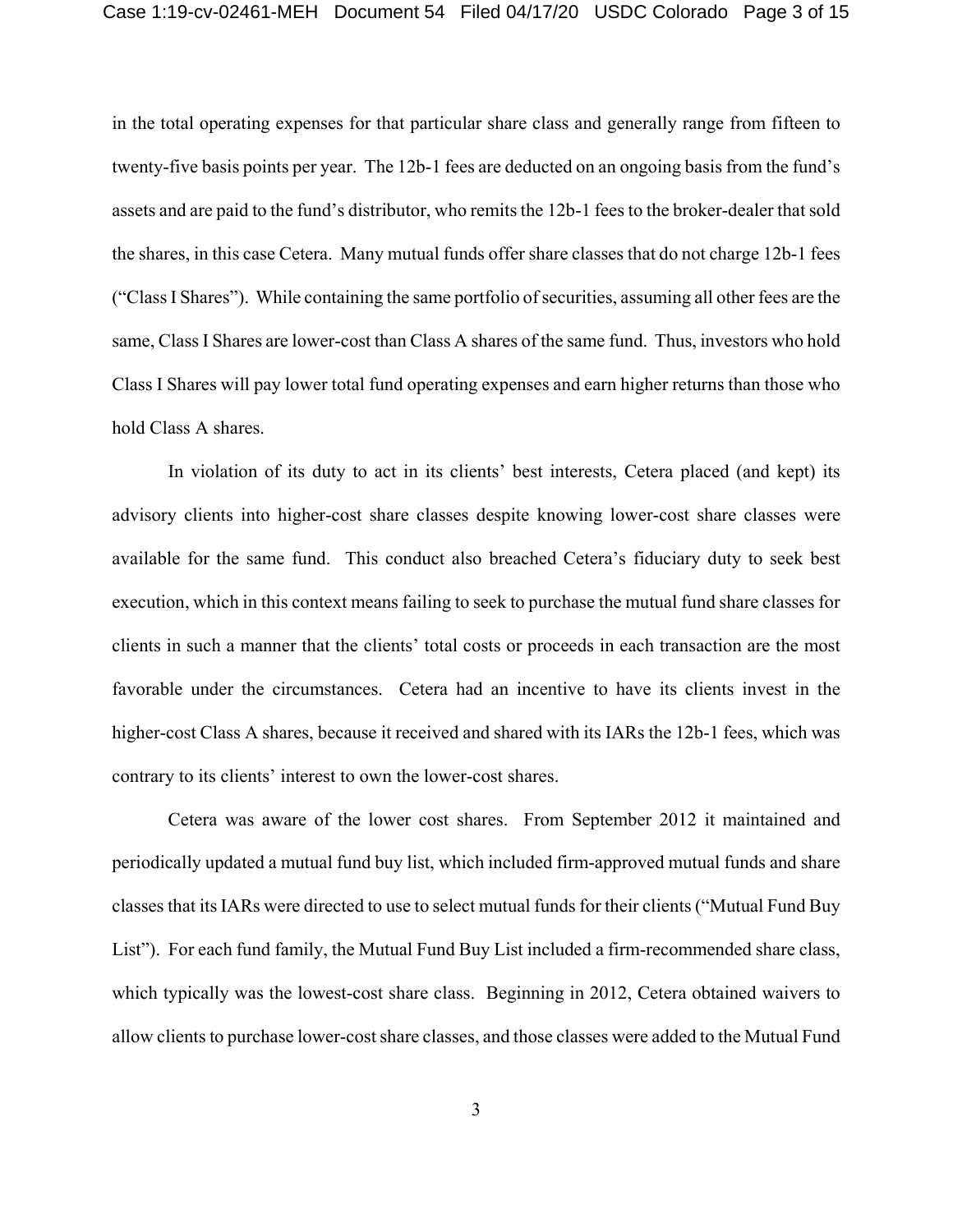in the total operating expenses for that particular share class and generally range from fifteen to twenty-five basis points per year. The 12b-1 fees are deducted on an ongoing basis from the fund's assets and are paid to the fund's distributor, who remits the 12b-1 fees to the broker-dealer that sold the shares, in this case Cetera. Many mutual funds offer share classes that do not charge 12b-1 fees ("Class I Shares"). While containing the same portfolio of securities, assuming all other fees are the same, Class I Shares are lower-cost than Class A shares of the same fund. Thus, investors who hold Class I Shares will pay lower total fund operating expenses and earn higher returns than those who hold Class A shares.

In violation of its duty to act in its clients' best interests, Cetera placed (and kept) its advisory clients into higher-cost share classes despite knowing lower-cost share classes were available for the same fund. This conduct also breached Cetera's fiduciary duty to seek best execution, which in this context means failing to seek to purchase the mutual fund share classes for clients in such a manner that the clients' total costs or proceeds in each transaction are the most favorable under the circumstances. Cetera had an incentive to have its clients invest in the higher-cost Class A shares, because it received and shared with its IARs the 12b-1 fees, which was contrary to its clients' interest to own the lower-cost shares.

Cetera was aware of the lower cost shares. From September 2012 it maintained and periodically updated a mutual fund buy list, which included firm-approved mutual funds and share classes that its IARs were directed to use to select mutual funds for their clients ("Mutual Fund Buy List"). For each fund family, the Mutual Fund Buy List included a firm-recommended share class, which typically was the lowest-cost share class. Beginning in 2012, Cetera obtained waivers to allow clients to purchase lower-cost share classes, and those classes were added to the Mutual Fund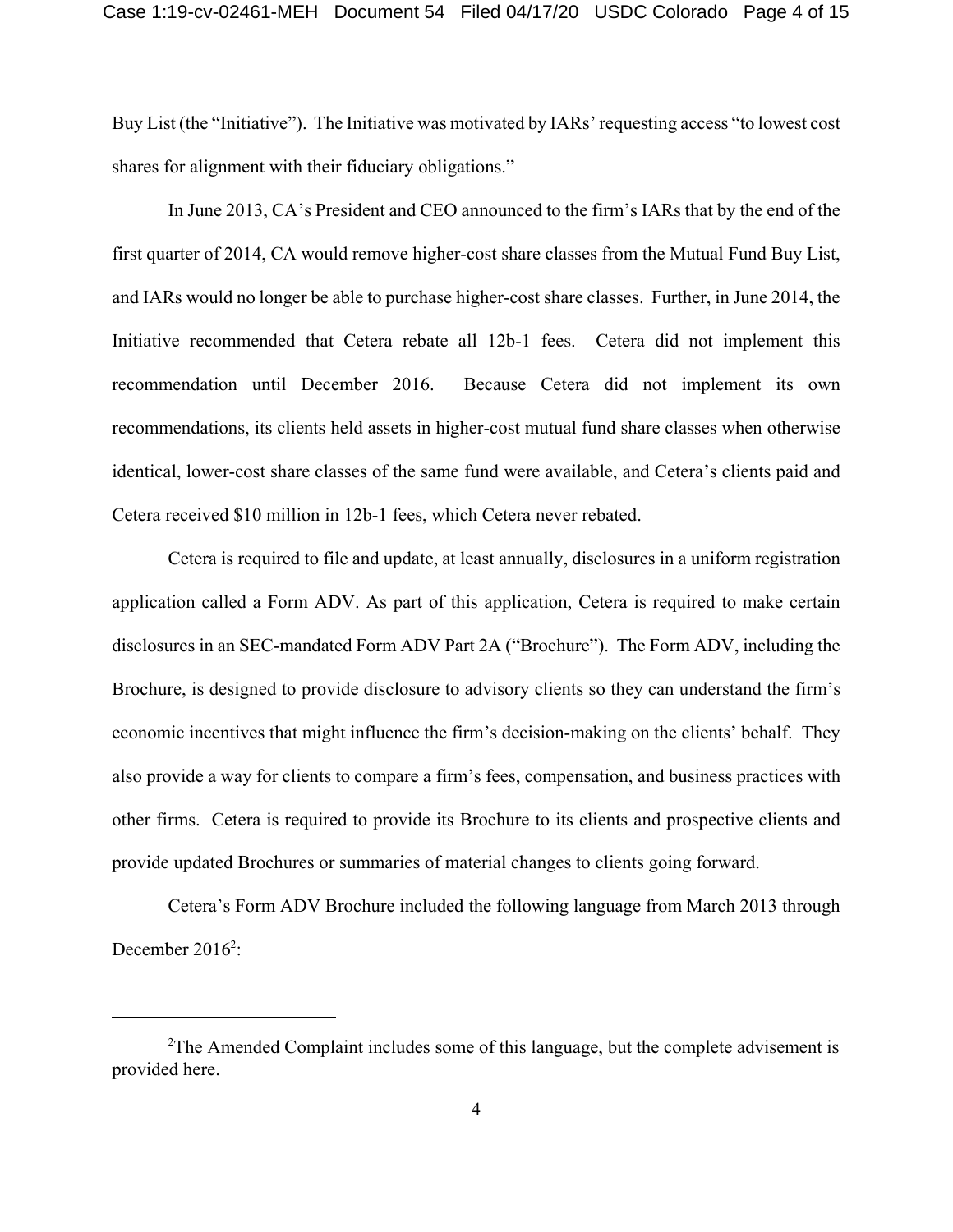Buy List (the "Initiative"). The Initiative was motivated by IARs' requesting access "to lowest cost shares for alignment with their fiduciary obligations."

In June 2013, CA's President and CEO announced to the firm's IARs that by the end of the first quarter of 2014, CA would remove higher-cost share classes from the Mutual Fund Buy List, and IARs would no longer be able to purchase higher-cost share classes. Further, in June 2014, the Initiative recommended that Cetera rebate all 12b-1 fees. Cetera did not implement this recommendation until December 2016. Because Cetera did not implement its own recommendations, its clients held assets in higher-cost mutual fund share classes when otherwise identical, lower-cost share classes of the same fund were available, and Cetera's clients paid and Cetera received $10 million in 12b-1 fees, which Cetera never rebated.

Cetera is required to file and update, at least annually, disclosures in a uniform registration application called a Form ADV. As part of this application, Cetera is required to make certain disclosures in an SEC-mandated Form ADV Part 2A ("Brochure"). The Form ADV, including the Brochure, is designed to provide disclosure to advisory clients so they can understand the firm's economic incentives that might influence the firm's decision-making on the clients' behalf. They also provide a way for clients to compare a firm's fees, compensation, and business practices with other firms. Cetera is required to provide its Brochure to its clients and prospective clients and provide updated Brochures or summaries of material changes to clients going forward.

Cetera's Form ADV Brochure included the following language from March 2013 through December 2016[2]:

---

[2] The Amended Complaint includes some of this language, but the complete advisement is provided here.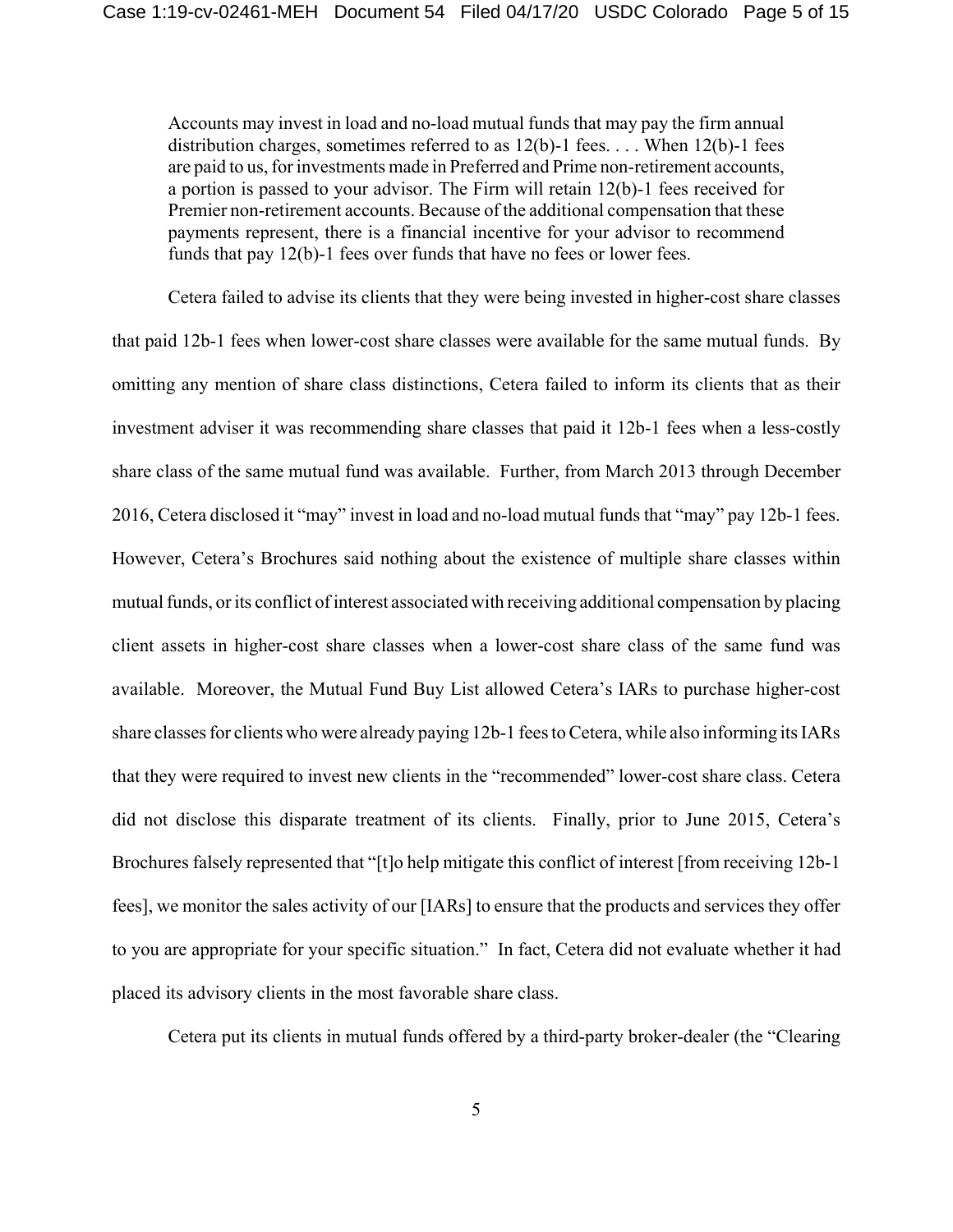> Accounts may invest in load and no-load mutual funds that may pay the firm annual distribution charges, sometimes referred to as 12(b)-1 fees. . . . When 12(b)-1 fees are paid to us, for investments made in Preferred and Prime non-retirement accounts, a portion is passed to your advisor. The Firm will retain 12(b)-1 fees received for Premier non-retirement accounts. Because of the additional compensation that these payments represent, there is a financial incentive for your advisor to recommend funds that pay 12(b)-1 fees over funds that have no fees or lower fees.

Cetera failed to advise its clients that they were being invested in higher-cost share classes that paid 12b-1 fees when lower-cost share classes were available for the same mutual funds. By omitting any mention of share class distinctions, Cetera failed to inform its clients that as their investment adviser it was recommending share classes that paid it 12b-1 fees when a less-costly share class of the same mutual fund was available. Further, from March 2013 through December 2016, Cetera disclosed it "may" invest in load and no-load mutual funds that "may" pay 12b-1 fees. However, Cetera's Brochures said nothing about the existence of multiple share classes within mutual funds, or its conflict of interest associated with receiving additional compensation by placing client assets in higher-cost share classes when a lower-cost share class of the same fund was available. Moreover, the Mutual Fund Buy List allowed Cetera's IARs to purchase higher-cost share classes for clients who were already paying 12b-1 fees to Cetera, while also informing its IARs that they were required to invest new clients in the "recommended" lower-cost share class. Cetera did not disclose this disparate treatment of its clients. Finally, prior to June 2015, Cetera's Brochures falsely represented that "[t]o help mitigate this conflict of interest [from receiving 12b-1 fees], we monitor the sales activity of our [IARs] to ensure that the products and services they offer to you are appropriate for your specific situation." In fact, Cetera did not evaluate whether it had placed its advisory clients in the most favorable share class.

Cetera put its clients in mutual funds offered by a third-party broker-dealer (the "Clearing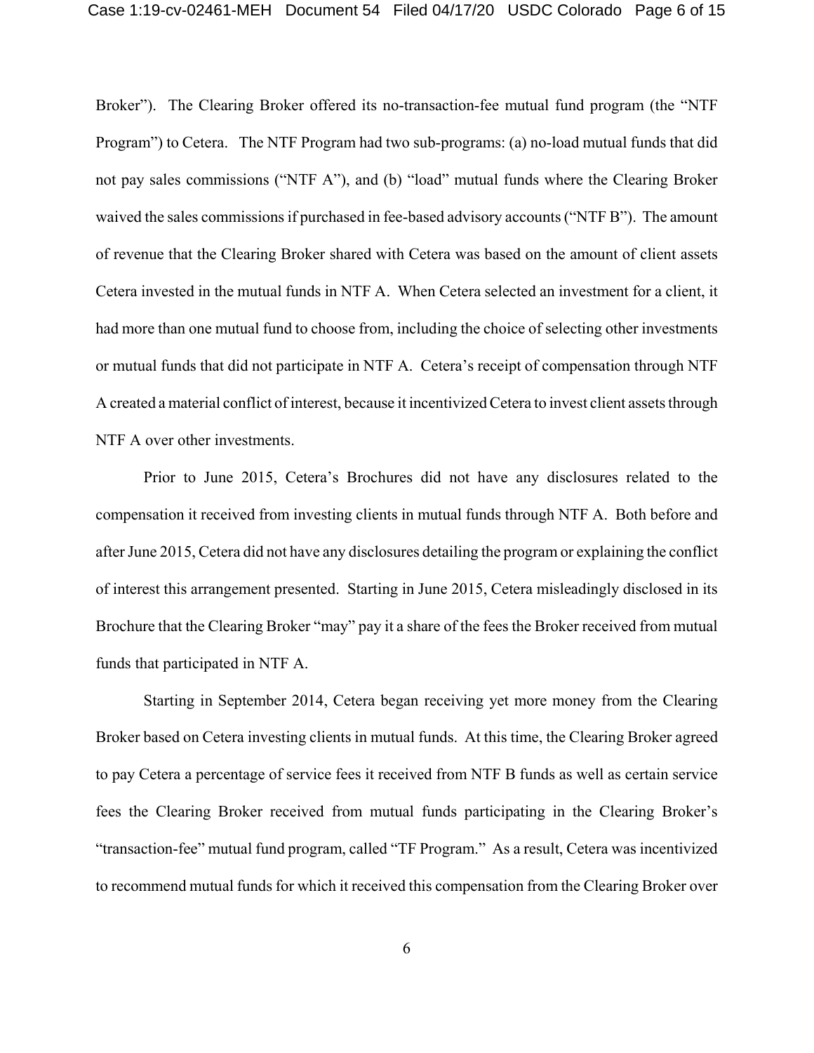Broker"). The Clearing Broker offered its no-transaction-fee mutual fund program (the "NTF Program") to Cetera. The NTF Program had two sub-programs: (a) no-load mutual funds that did not pay sales commissions ("NTF A"), and (b) "load" mutual funds where the Clearing Broker waived the sales commissions if purchased in fee-based advisory accounts ("NTF B"). The amount of revenue that the Clearing Broker shared with Cetera was based on the amount of client assets Cetera invested in the mutual funds in NTF A. When Cetera selected an investment for a client, it had more than one mutual fund to choose from, including the choice of selecting other investments or mutual funds that did not participate in NTF A. Cetera's receipt of compensation through NTF A created a material conflict of interest, because it incentivized Cetera to invest client assets through NTF A over other investments.

Prior to June 2015, Cetera's Brochures did not have any disclosures related to the compensation it received from investing clients in mutual funds through NTF A. Both before and after June 2015, Cetera did not have any disclosures detailing the program or explaining the conflict of interest this arrangement presented. Starting in June 2015, Cetera misleadingly disclosed in its Brochure that the Clearing Broker "may" pay it a share of the fees the Broker received from mutual funds that participated in NTF A.

Starting in September 2014, Cetera began receiving yet more money from the Clearing Broker based on Cetera investing clients in mutual funds. At this time, the Clearing Broker agreed to pay Cetera a percentage of service fees it received from NTF B funds as well as certain service fees the Clearing Broker received from mutual funds participating in the Clearing Broker's "transaction-fee" mutual fund program, called "TF Program." As a result, Cetera was incentivized to recommend mutual funds for which it received this compensation from the Clearing Broker over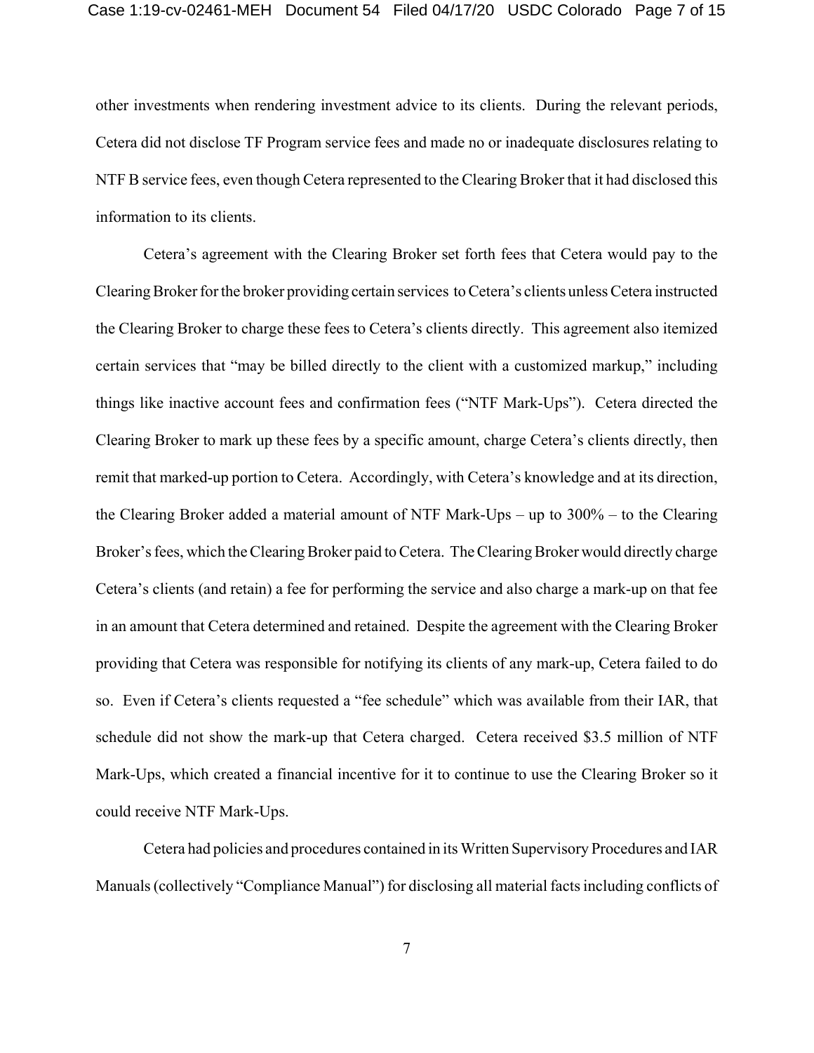other investments when rendering investment advice to its clients. During the relevant periods, Cetera did not disclose TF Program service fees and made no or inadequate disclosures relating to NTF B service fees, even though Cetera represented to the Clearing Broker that it had disclosed this information to its clients.

Cetera's agreement with the Clearing Broker set forth fees that Cetera would pay to the Clearing Broker for the broker providing certain services to Cetera's clients unless Cetera instructed the Clearing Broker to charge these fees to Cetera's clients directly. This agreement also itemized certain services that "may be billed directly to the client with a customized markup," including things like inactive account fees and confirmation fees ("NTF Mark-Ups"). Cetera directed the Clearing Broker to mark up these fees by a specific amount, charge Cetera's clients directly, then remit that marked-up portion to Cetera. Accordingly, with Cetera's knowledge and at its direction, the Clearing Broker added a material amount of NTF Mark-Ups – up to 300% – to the Clearing Broker's fees, which the Clearing Broker paid to Cetera. The Clearing Broker would directly charge Cetera's clients (and retain) a fee for performing the service and also charge a mark-up on that fee in an amount that Cetera determined and retained. Despite the agreement with the Clearing Broker providing that Cetera was responsible for notifying its clients of any mark-up, Cetera failed to do so. Even if Cetera's clients requested a "fee schedule" which was available from their IAR, that schedule did not show the mark-up that Cetera charged. Cetera received \$3.5 million of NTF Mark-Ups, which created a financial incentive for it to continue to use the Clearing Broker so it could receive NTF Mark-Ups.

Cetera had policies and procedures contained in its Written Supervisory Procedures and IAR Manuals (collectively "Compliance Manual") for disclosing all material facts including conflicts of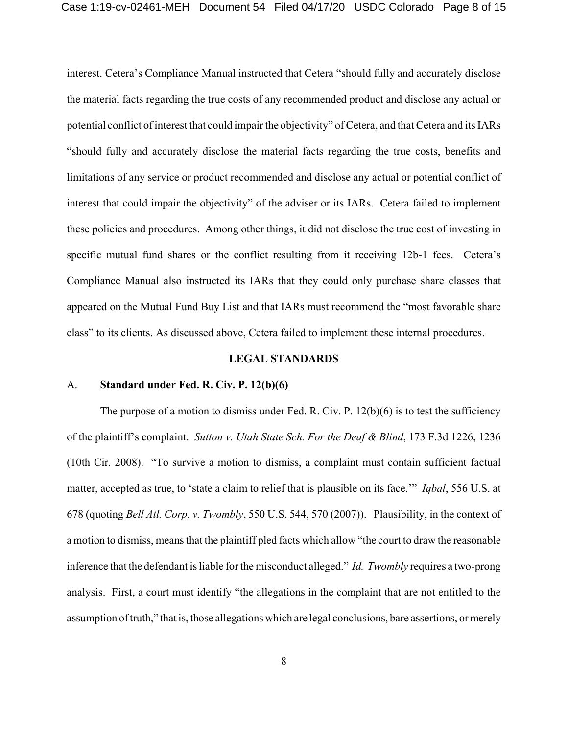interest. Cetera's Compliance Manual instructed that Cetera "should fully and accurately disclose the material facts regarding the true costs of any recommended product and disclose any actual or potential conflict of interest that could impair the objectivity" of Cetera, and that Cetera and its IARs "should fully and accurately disclose the material facts regarding the true costs, benefits and limitations of any service or product recommended and disclose any actual or potential conflict of interest that could impair the objectivity" of the adviser or its IARs. Cetera failed to implement these policies and procedures. Among other things, it did not disclose the true cost of investing in specific mutual fund shares or the conflict resulting from it receiving 12b-1 fees. Cetera's Compliance Manual also instructed its IARs that they could only purchase share classes that appeared on the Mutual Fund Buy List and that IARs must recommend the "most favorable share class" to its clients. As discussed above, Cetera failed to implement these internal procedures.

## LEGAL STANDARDS

### A. Standard under Fed. R. Civ. P. 12(b)(6)

The purpose of a motion to dismiss under Fed. R. Civ. P. 12(b)(6) is to test the sufficiency of the plaintiff's complaint. *Sutton v. Utah State Sch. For the Deaf & Blind*, 173 F.3d 1226, 1236 (10th Cir. 2008). "To survive a motion to dismiss, a complaint must contain sufficient factual matter, accepted as true, to 'state a claim to relief that is plausible on its face.'" *Iqbal*, 556 U.S. at 678 (quoting *Bell Atl. Corp. v. Twombly*, 550 U.S. 544, 570 (2007)). Plausibility, in the context of a motion to dismiss, means that the plaintiff pled facts which allow "the court to draw the reasonable inference that the defendant is liable for the misconduct alleged." *Id. Twombly* requires a two-prong analysis. First, a court must identify "the allegations in the complaint that are not entitled to the assumption of truth," that is, those allegations which are legal conclusions, bare assertions, or merely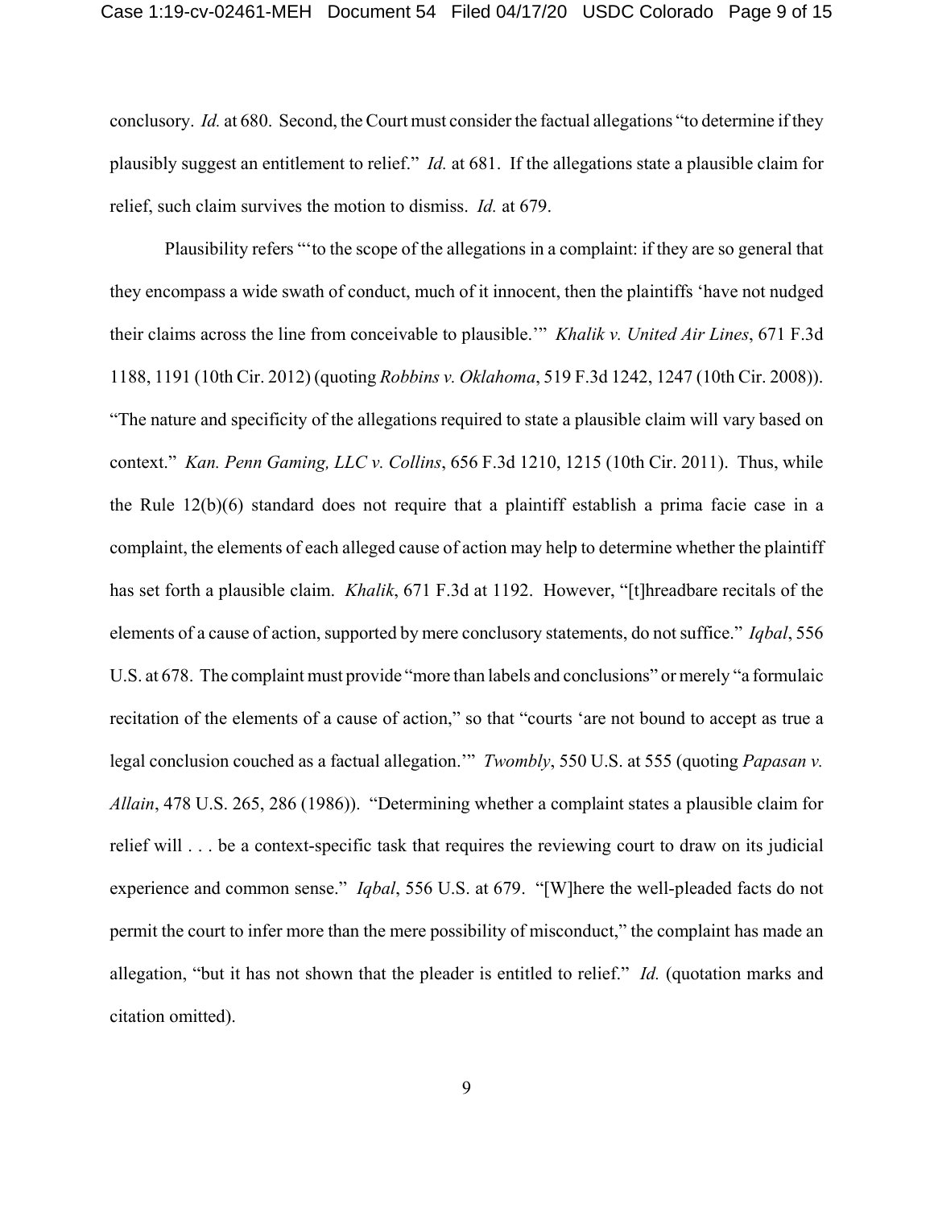conclusory. *Id.* at 680. Second, the Court must consider the factual allegations "to determine if they plausibly suggest an entitlement to relief." *Id.* at 681. If the allegations state a plausible claim for relief, such claim survives the motion to dismiss. *Id.* at 679.

Plausibility refers "'to the scope of the allegations in a complaint: if they are so general that they encompass a wide swath of conduct, much of it innocent, then the plaintiffs 'have not nudged their claims across the line from conceivable to plausible.'" *Khalik v. United Air Lines*, 671 F.3d 1188, 1191 (10th Cir. 2012) (quoting *Robbins v. Oklahoma*, 519 F.3d 1242, 1247 (10th Cir. 2008)). "The nature and specificity of the allegations required to state a plausible claim will vary based on context." *Kan. Penn Gaming, LLC v. Collins*, 656 F.3d 1210, 1215 (10th Cir. 2011). Thus, while the Rule 12(b)(6) standard does not require that a plaintiff establish a prima facie case in a complaint, the elements of each alleged cause of action may help to determine whether the plaintiff has set forth a plausible claim. *Khalik*, 671 F.3d at 1192. However, "[t]hreadbare recitals of the elements of a cause of action, supported by mere conclusory statements, do not suffice." *Iqbal*, 556 U.S. at 678. The complaint must provide "more than labels and conclusions" or merely "a formulaic recitation of the elements of a cause of action," so that "courts 'are not bound to accept as true a legal conclusion couched as a factual allegation.'" *Twombly*, 550 U.S. at 555 (quoting *Papasan v. Allain*, 478 U.S. 265, 286 (1986)). "Determining whether a complaint states a plausible claim for relief will . . . be a context-specific task that requires the reviewing court to draw on its judicial experience and common sense." *Iqbal*, 556 U.S. at 679. "[W]here the well-pleaded facts do not permit the court to infer more than the mere possibility of misconduct," the complaint has made an allegation, "but it has not shown that the pleader is entitled to relief." *Id.* (quotation marks and citation omitted).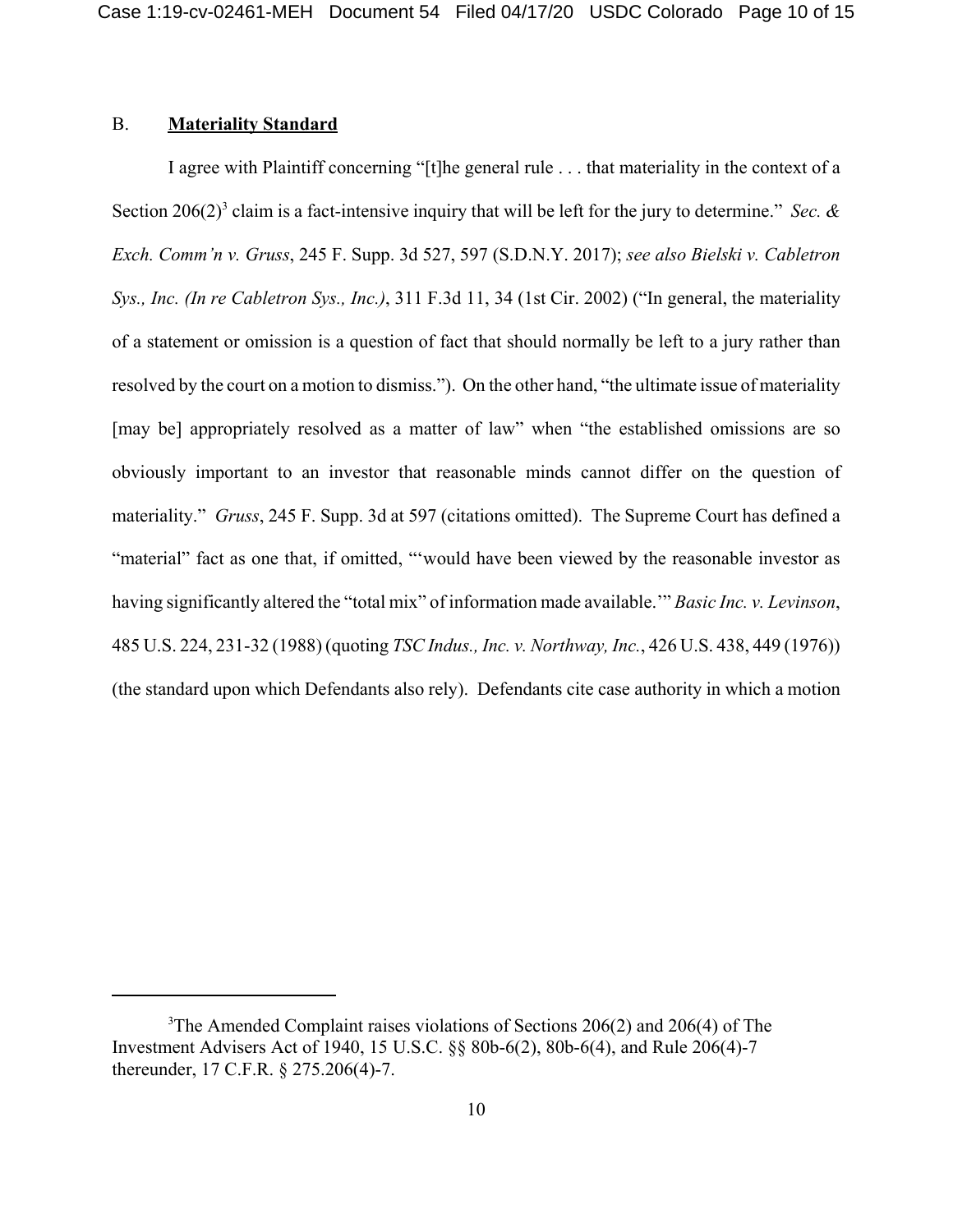B. **Materiality Standard**

I agree with Plaintiff concerning "[t]he general rule . . . that materiality in the context of a Section 206(2)[3] claim is a fact-intensive inquiry that will be left for the jury to determine." *Sec. & Exch. Comm'n v. Gruss*, 245 F. Supp. 3d 527, 597 (S.D.N.Y. 2017); *see also Bielski v. Cabletron Sys., Inc. (In re Cabletron Sys., Inc.)*, 311 F.3d 11, 34 (1st Cir. 2002) ("In general, the materiality of a statement or omission is a question of fact that should normally be left to a jury rather than resolved by the court on a motion to dismiss."). On the other hand, "the ultimate issue of materiality [may be] appropriately resolved as a matter of law" when "the established omissions are so obviously important to an investor that reasonable minds cannot differ on the question of materiality." *Gruss*, 245 F. Supp. 3d at 597 (citations omitted). The Supreme Court has defined a "material" fact as one that, if omitted, "'would have been viewed by the reasonable investor as having significantly altered the "total mix" of information made available.'" *Basic Inc. v. Levinson*, 485 U.S. 224, 231-32 (1988) (quoting *TSC Indus., Inc. v. Northway, Inc.*, 426 U.S. 438, 449 (1976)) (the standard upon which Defendants also rely). Defendants cite case authority in which a motion

---

[3] The Amended Complaint raises violations of Sections 206(2) and 206(4) of The Investment Advisers Act of 1940, 15 U.S.C. §§ 80b-6(2), 80b-6(4), and Rule 206(4)-7 thereunder, 17 C.F.R. § 275.206(4)-7.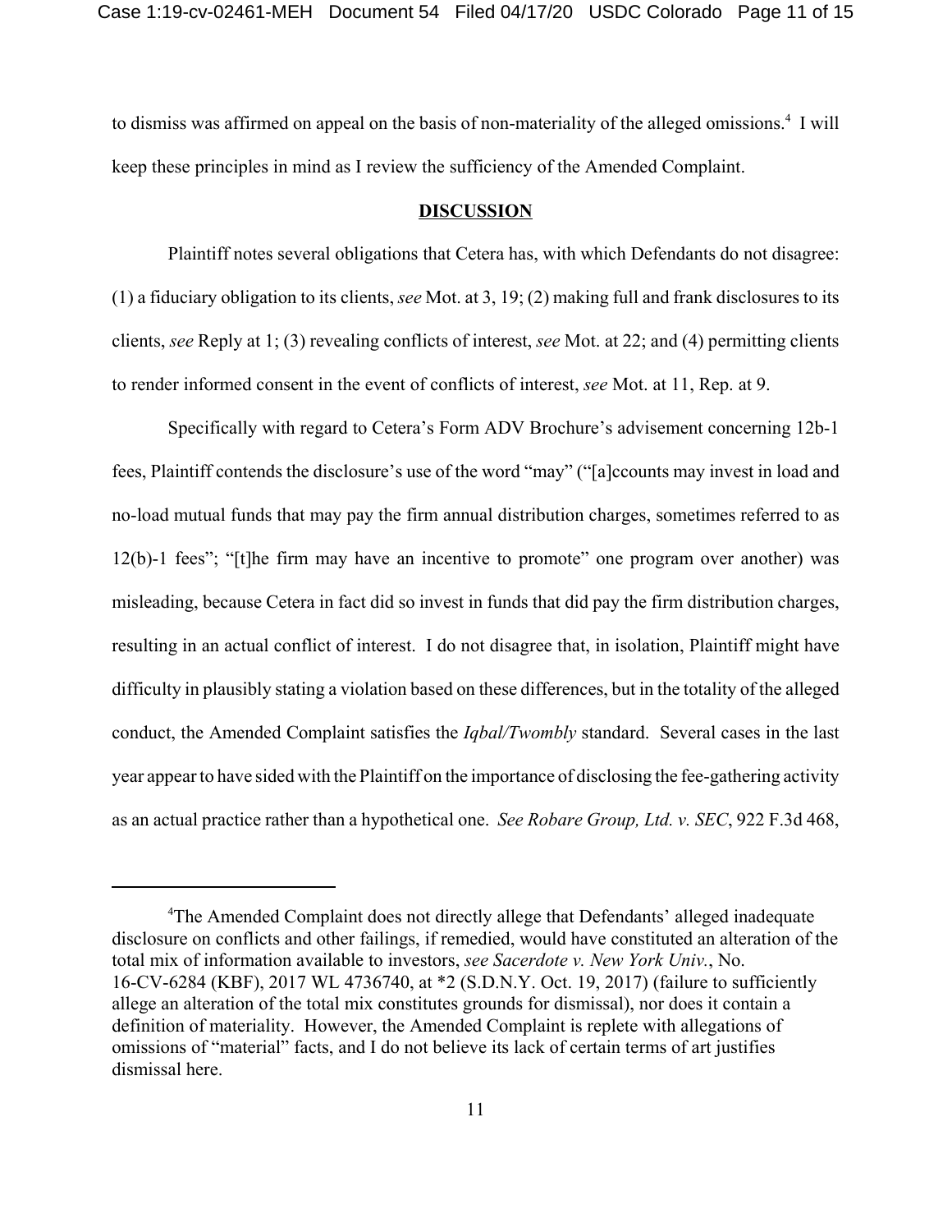to dismiss was affirmed on appeal on the basis of non-materiality of the alleged omissions.[4] I will keep these principles in mind as I review the sufficiency of the Amended Complaint.

**DISCUSSION**

Plaintiff notes several obligations that Cetera has, with which Defendants do not disagree: (1) a fiduciary obligation to its clients, *see* Mot. at 3, 19; (2) making full and frank disclosures to its clients, *see* Reply at 1; (3) revealing conflicts of interest, *see* Mot. at 22; and (4) permitting clients to render informed consent in the event of conflicts of interest, *see* Mot. at 11, Rep. at 9.

Specifically with regard to Cetera's Form ADV Brochure's advisement concerning 12b-1 fees, Plaintiff contends the disclosure's use of the word "may" ("[a]ccounts may invest in load and no-load mutual funds that may pay the firm annual distribution charges, sometimes referred to as 12(b)-1 fees"; "[t]he firm may have an incentive to promote" one program over another) was misleading, because Cetera in fact did so invest in funds that did pay the firm distribution charges, resulting in an actual conflict of interest. I do not disagree that, in isolation, Plaintiff might have difficulty in plausibly stating a violation based on these differences, but in the totality of the alleged conduct, the Amended Complaint satisfies the *Iqbal/Twombly* standard. Several cases in the last year appear to have sided with the Plaintiff on the importance of disclosing the fee-gathering activity as an actual practice rather than a hypothetical one. *See Robare Group, Ltd. v. SEC*, 922 F.3d 468,

---

[4]The Amended Complaint does not directly allege that Defendants' alleged inadequate disclosure on conflicts and other failings, if remedied, would have constituted an alteration of the total mix of information available to investors, *see Sacerdote v. New York Univ.*, No. 16-CV-6284 (KBF), 2017 WL 4736740, at *2 (S.D.N.Y. Oct. 19, 2017) (failure to sufficiently allege an alteration of the total mix constitutes grounds for dismissal), nor does it contain a definition of materiality. However, the Amended Complaint is replete with allegations of omissions of "material" facts, and I do not believe its lack of certain terms of art justifies dismissal here.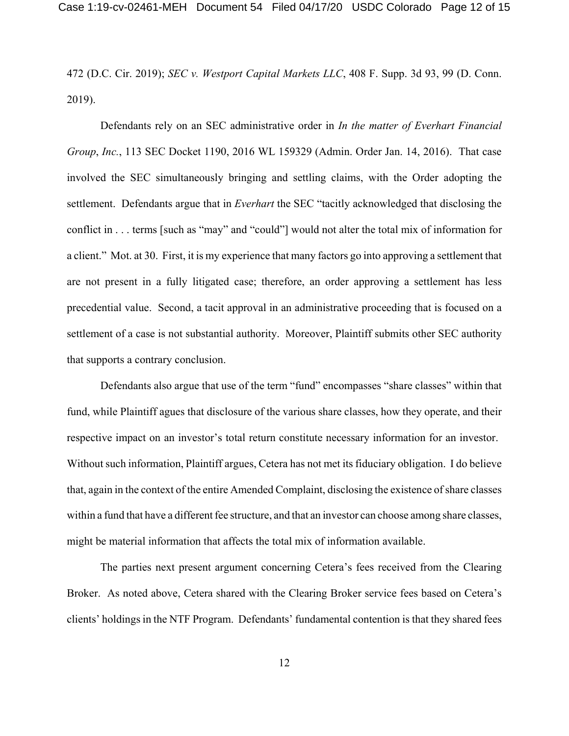472 (D.C. Cir. 2019); *SEC v. Westport Capital Markets LLC*, 408 F. Supp. 3d 93, 99 (D. Conn. 2019).

Defendants rely on an SEC administrative order in *In the matter of Everhart Financial Group*, *Inc.*, 113 SEC Docket 1190, 2016 WL 159329 (Admin. Order Jan. 14, 2016). That case involved the SEC simultaneously bringing and settling claims, with the Order adopting the settlement. Defendants argue that in *Everhart* the SEC "tacitly acknowledged that disclosing the conflict in . . . terms [such as "may" and "could"] would not alter the total mix of information for a client." Mot. at 30. First, it is my experience that many factors go into approving a settlement that are not present in a fully litigated case; therefore, an order approving a settlement has less precedential value. Second, a tacit approval in an administrative proceeding that is focused on a settlement of a case is not substantial authority. Moreover, Plaintiff submits other SEC authority that supports a contrary conclusion.

Defendants also argue that use of the term "fund" encompasses "share classes" within that fund, while Plaintiff agues that disclosure of the various share classes, how they operate, and their respective impact on an investor's total return constitute necessary information for an investor. Without such information, Plaintiff argues, Cetera has not met its fiduciary obligation. I do believe that, again in the context of the entire Amended Complaint, disclosing the existence of share classes within a fund that have a different fee structure, and that an investor can choose among share classes, might be material information that affects the total mix of information available.

The parties next present argument concerning Cetera's fees received from the Clearing Broker. As noted above, Cetera shared with the Clearing Broker service fees based on Cetera's clients' holdings in the NTF Program. Defendants' fundamental contention is that they shared fees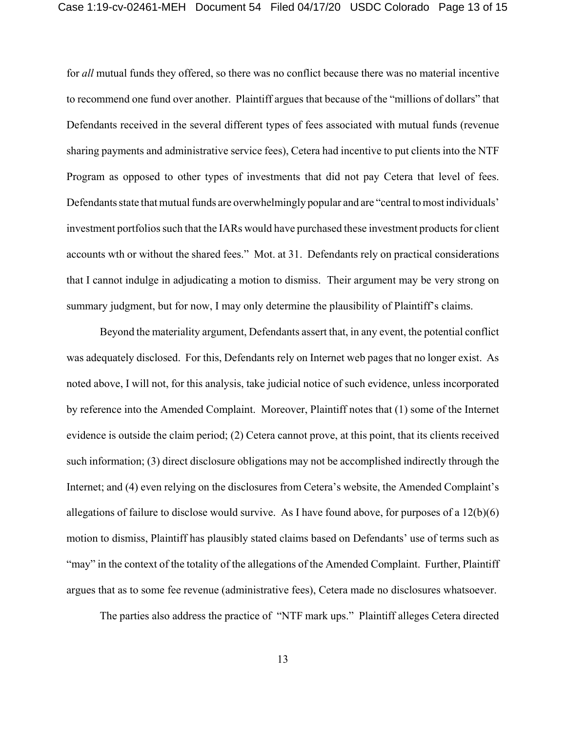for *all* mutual funds they offered, so there was no conflict because there was no material incentive to recommend one fund over another. Plaintiff argues that because of the "millions of dollars" that Defendants received in the several different types of fees associated with mutual funds (revenue sharing payments and administrative service fees), Cetera had incentive to put clients into the NTF Program as opposed to other types of investments that did not pay Cetera that level of fees. Defendants state that mutual funds are overwhelmingly popular and are "central to most individuals' investment portfolios such that the IARs would have purchased these investment products for client accounts wth or without the shared fees." Mot. at 31. Defendants rely on practical considerations that I cannot indulge in adjudicating a motion to dismiss. Their argument may be very strong on summary judgment, but for now, I may only determine the plausibility of Plaintiff's claims.

Beyond the materiality argument, Defendants assert that, in any event, the potential conflict was adequately disclosed. For this, Defendants rely on Internet web pages that no longer exist. As noted above, I will not, for this analysis, take judicial notice of such evidence, unless incorporated by reference into the Amended Complaint. Moreover, Plaintiff notes that (1) some of the Internet evidence is outside the claim period; (2) Cetera cannot prove, at this point, that its clients received such information; (3) direct disclosure obligations may not be accomplished indirectly through the Internet; and (4) even relying on the disclosures from Cetera's website, the Amended Complaint's allegations of failure to disclose would survive. As I have found above, for purposes of a 12(b)(6) motion to dismiss, Plaintiff has plausibly stated claims based on Defendants' use of terms such as "may" in the context of the totality of the allegations of the Amended Complaint. Further, Plaintiff argues that as to some fee revenue (administrative fees), Cetera made no disclosures whatsoever.

The parties also address the practice of "NTF mark ups." Plaintiff alleges Cetera directed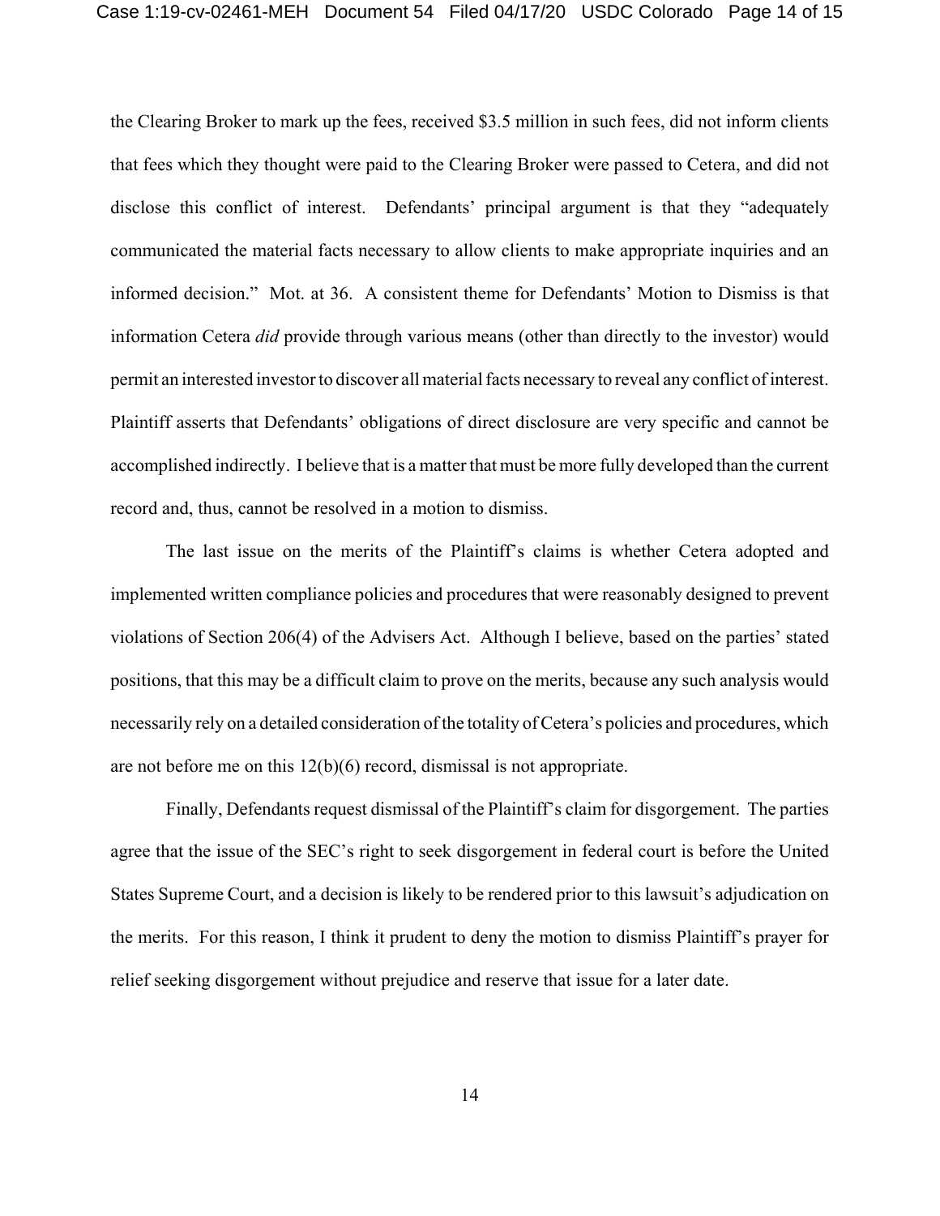the Clearing Broker to mark up the fees, received \$3.5 million in such fees, did not inform clients that fees which they thought were paid to the Clearing Broker were passed to Cetera, and did not disclose this conflict of interest. Defendants' principal argument is that they "adequately communicated the material facts necessary to allow clients to make appropriate inquiries and an informed decision." Mot. at 36. A consistent theme for Defendants' Motion to Dismiss is that information Cetera *did* provide through various means (other than directly to the investor) would permit an interested investor to discover all material facts necessary to reveal any conflict of interest. Plaintiff asserts that Defendants' obligations of direct disclosure are very specific and cannot be accomplished indirectly. I believe that is a matter that must be more fully developed than the current record and, thus, cannot be resolved in a motion to dismiss.

The last issue on the merits of the Plaintiff's claims is whether Cetera adopted and implemented written compliance policies and procedures that were reasonably designed to prevent violations of Section 206(4) of the Advisers Act. Although I believe, based on the parties' stated positions, that this may be a difficult claim to prove on the merits, because any such analysis would necessarily rely on a detailed consideration of the totality of Cetera's policies and procedures, which are not before me on this 12(b)(6) record, dismissal is not appropriate.

Finally, Defendants request dismissal of the Plaintiff's claim for disgorgement. The parties agree that the issue of the SEC's right to seek disgorgement in federal court is before the United States Supreme Court, and a decision is likely to be rendered prior to this lawsuit's adjudication on the merits. For this reason, I think it prudent to deny the motion to dismiss Plaintiff's prayer for relief seeking disgorgement without prejudice and reserve that issue for a later date.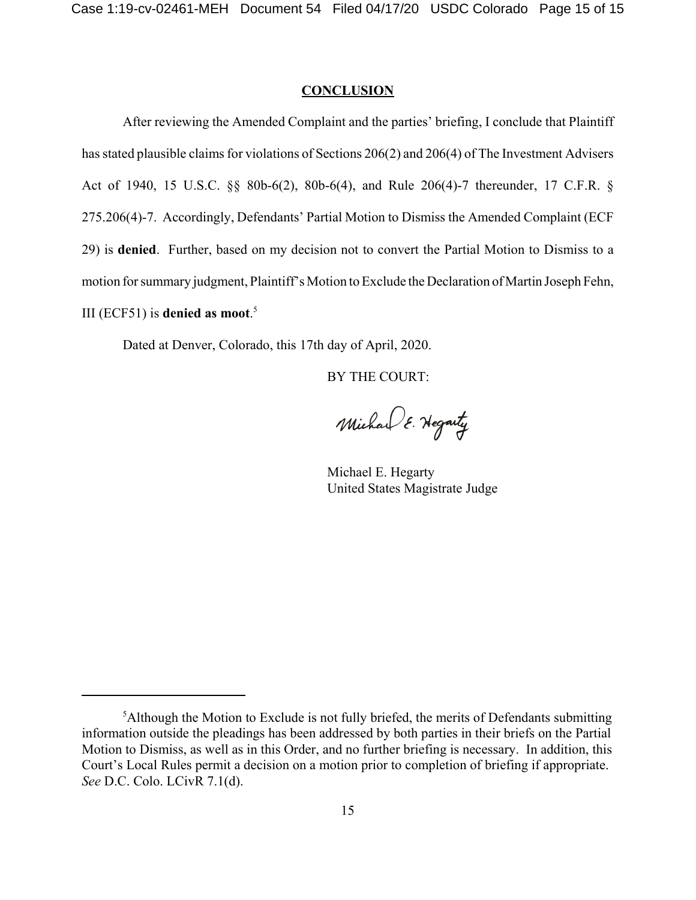## CONCLUSION

After reviewing the Amended Complaint and the parties' briefing, I conclude that Plaintiff has stated plausible claims for violations of Sections 206(2) and 206(4) of The Investment Advisers Act of 1940, 15 U.S.C. §§ 80b-6(2), 80b-6(4), and Rule 206(4)-7 thereunder, 17 C.F.R. § 275.206(4)-7. Accordingly, Defendants' Partial Motion to Dismiss the Amended Complaint (ECF 29) is **denied**. Further, based on my decision not to convert the Partial Motion to Dismiss to a motion for summary judgment, Plaintiff's Motion to Exclude the Declaration of Martin Joseph Fehn, III (ECF51) is **denied as moot**.[5]

Dated at Denver, Colorado, this 17th day of April, 2020.

BY THE COURT:

Michael E. Hegarty

Michael E. Hegarty
United States Magistrate Judge

---

[5]Although the Motion to Exclude is not fully briefed, the merits of Defendants submitting information outside the pleadings has been addressed by both parties in their briefs on the Partial Motion to Dismiss, as well as in this Order, and no further briefing is necessary. In addition, this Court's Local Rules permit a decision on a motion prior to completion of briefing if appropriate. *See* D.C. Colo. LCivR 7.1(d).